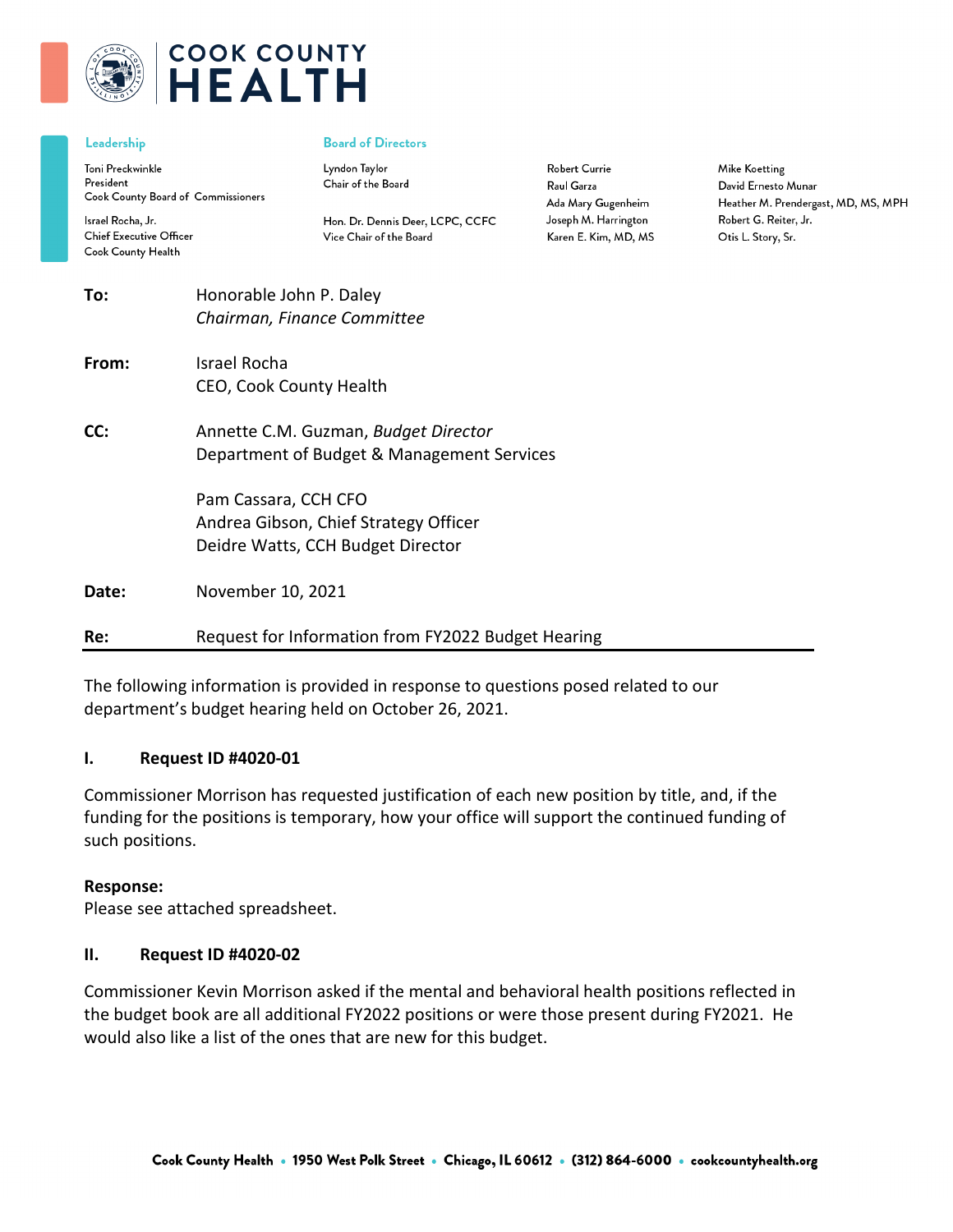# COOK COUNTY HEALTH

**Leadership**

Toni Preckwinkle
President
Cook County Board of Commissioners

Israel Rocha, Jr.
Chief Executive Officer
Cook County Health

**Board of Directors**

Lyndon Taylor
Chair of the Board

Hon. Dr. Dennis Deer, LCPC, CCFC
Vice Chair of the Board

Robert Currie
Raul Garza
Ada Mary Gugenheim
Joseph M. Harrington
Karen E. Kim, MD, MS

Mike Koetting
David Ernesto Munar
Heather M. Prendergast, MD, MS, MPH
Robert G. Reiter, Jr.
Otis L. Story, Sr.

**To:** Honorable John P. Daley
*Chairman, Finance Committee*

**From:** Israel Rocha
CEO, Cook County Health

**CC:** Annette C.M. Guzman, *Budget Director*
Department of Budget & Management Services

Pam Cassara, CCH CFO
Andrea Gibson, Chief Strategy Officer
Deidre Watts, CCH Budget Director

**Date:** November 10, 2021

**Re:** Request for Information from FY2022 Budget Hearing

---

The following information is provided in response to questions posed related to our department's budget hearing held on October 26, 2021.

### I. Request ID #4020-01

Commissioner Morrison has requested justification of each new position by title, and, if the funding for the positions is temporary, how your office will support the continued funding of such positions.

**Response:**
Please see attached spreadsheet.

### II. Request ID #4020-02

Commissioner Kevin Morrison asked if the mental and behavioral health positions reflected in the budget book are all additional FY2022 positions or were those present during FY2021. He would also like a list of the ones that are new for this budget.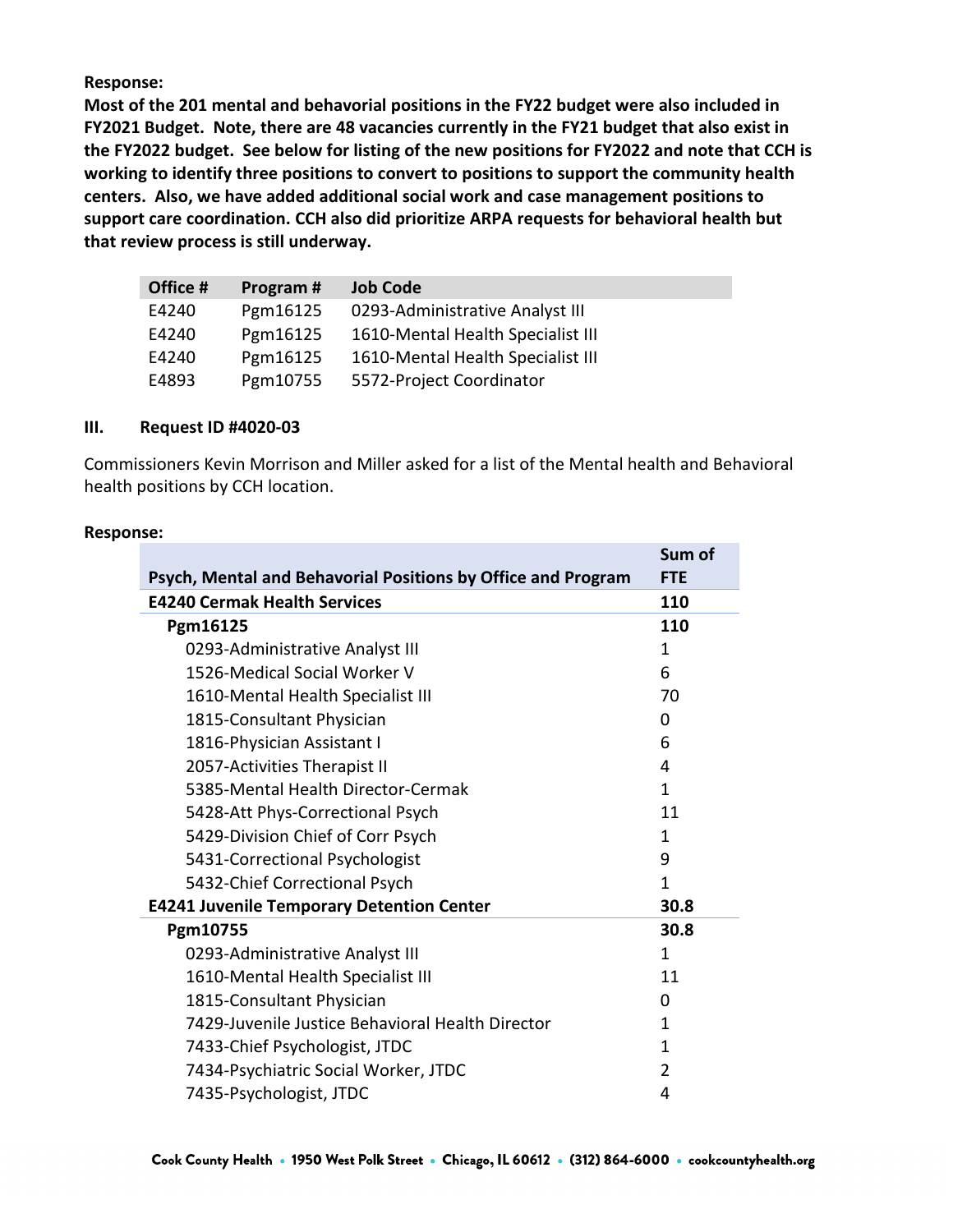**Response:**

**Most of the 201 mental and behavorial positions in the FY22 budget were also included in FY2021 Budget. Note, there are 48 vacancies currently in the FY21 budget that also exist in the FY2022 budget. See below for listing of the new positions for FY2022 and note that CCH is working to identify three positions to convert to positions to support the community health centers. Also, we have added additional social work and case management positions to support care coordination. CCH also did prioritize ARPA requests for behavioral health but that review process is still underway.**

| Office # | Program # | Job Code |
|---|---|---|
| E4240 | Pgm16125 | 0293-Administrative Analyst III |
| E4240 | Pgm16125 | 1610-Mental Health Specialist III |
| E4240 | Pgm16125 | 1610-Mental Health Specialist III |
| E4893 | Pgm10755 | 5572-Project Coordinator |

## III. Request ID #4020-03

Commissioners Kevin Morrison and Miller asked for a list of the Mental health and Behavioral health positions by CCH location.

**Response:**

| Psych, Mental and Behavorial Positions by Office and Program | Sum of FTE |
|---|---|
| **E4240 Cermak Health Services** | **110** |
| **Pgm16125** | **110** |
| 0293-Administrative Analyst III | 1 |
| 1526-Medical Social Worker V | 6 |
| 1610-Mental Health Specialist III | 70 |
| 1815-Consultant Physician | 0 |
| 1816-Physician Assistant I | 6 |
| 2057-Activities Therapist II | 4 |
| 5385-Mental Health Director-Cermak | 1 |
| 5428-Att Phys-Correctional Psych | 11 |
| 5429-Division Chief of Corr Psych | 1 |
| 5431-Correctional Psychologist | 9 |
| 5432-Chief Correctional Psych | 1 |
| **E4241 Juvenile Temporary Detention Center** | **30.8** |
| **Pgm10755** | **30.8** |
| 0293-Administrative Analyst III | 1 |
| 1610-Mental Health Specialist III | 11 |
| 1815-Consultant Physician | 0 |
| 7429-Juvenile Justice Behavioral Health Director | 1 |
| 7433-Chief Psychologist, JTDC | 1 |
| 7434-Psychiatric Social Worker, JTDC | 2 |
| 7435-Psychologist, JTDC | 4 |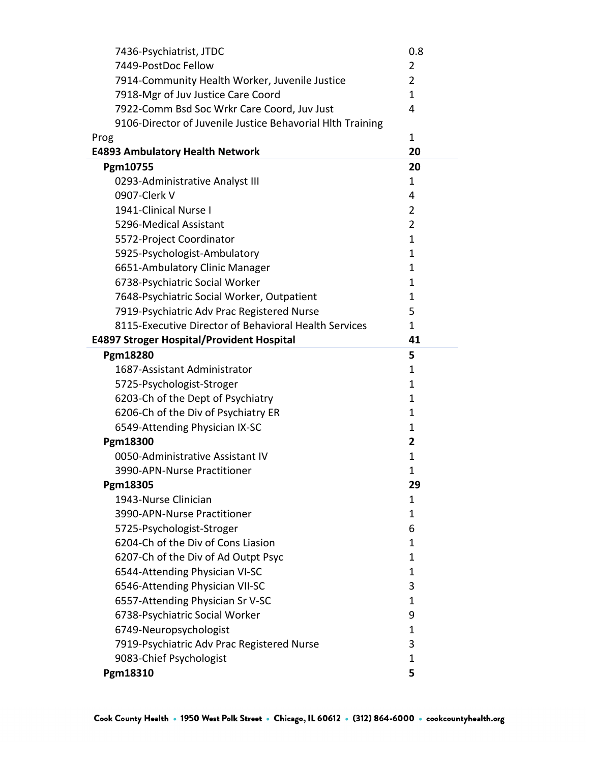| | |
|---|---|
| 7436-Psychiatrist, JTDC | 0.8 |
| 7449-PostDoc Fellow | 2 |
| 7914-Community Health Worker, Juvenile Justice | 2 |
| 7918-Mgr of Juv Justice Care Coord | 1 |
| 7922-Comm Bsd Soc Wrkr Care Coord, Juv Just | 4 |
| 9106-Director of Juvenile Justice Behavorial Hlth Training Prog | 1 |
| **E4893 Ambulatory Health Network** | **20** |
| **Pgm10755** | **20** |
| 0293-Administrative Analyst III | 1 |
| 0907-Clerk V | 4 |
| 1941-Clinical Nurse I | 2 |
| 5296-Medical Assistant | 2 |
| 5572-Project Coordinator | 1 |
| 5925-Psychologist-Ambulatory | 1 |
| 6651-Ambulatory Clinic Manager | 1 |
| 6738-Psychiatric Social Worker | 1 |
| 7648-Psychiatric Social Worker, Outpatient | 1 |
| 7919-Psychiatric Adv Prac Registered Nurse | 5 |
| 8115-Executive Director of Behavioral Health Services | 1 |
| **E4897 Stroger Hospital/Provident Hospital** | **41** |
| **Pgm18280** | **5** |
| 1687-Assistant Administrator | 1 |
| 5725-Psychologist-Stroger | 1 |
| 6203-Ch of the Dept of Psychiatry | 1 |
| 6206-Ch of the Div of Psychiatry ER | 1 |
| 6549-Attending Physician IX-SC | 1 |
| **Pgm18300** | **2** |
| 0050-Administrative Assistant IV | 1 |
| 3990-APN-Nurse Practitioner | 1 |
| **Pgm18305** | **29** |
| 1943-Nurse Clinician | 1 |
| 3990-APN-Nurse Practitioner | 1 |
| 5725-Psychologist-Stroger | 6 |
| 6204-Ch of the Div of Cons Liasion | 1 |
| 6207-Ch of the Div of Ad Outpt Psyc | 1 |
| 6544-Attending Physician VI-SC | 1 |
| 6546-Attending Physician VII-SC | 3 |
| 6557-Attending Physician Sr V-SC | 1 |
| 6738-Psychiatric Social Worker | 9 |
| 6749-Neuropsychologist | 1 |
| 7919-Psychiatric Adv Prac Registered Nurse | 3 |
| 9083-Chief Psychologist | 1 |
| **Pgm18310** | **5** |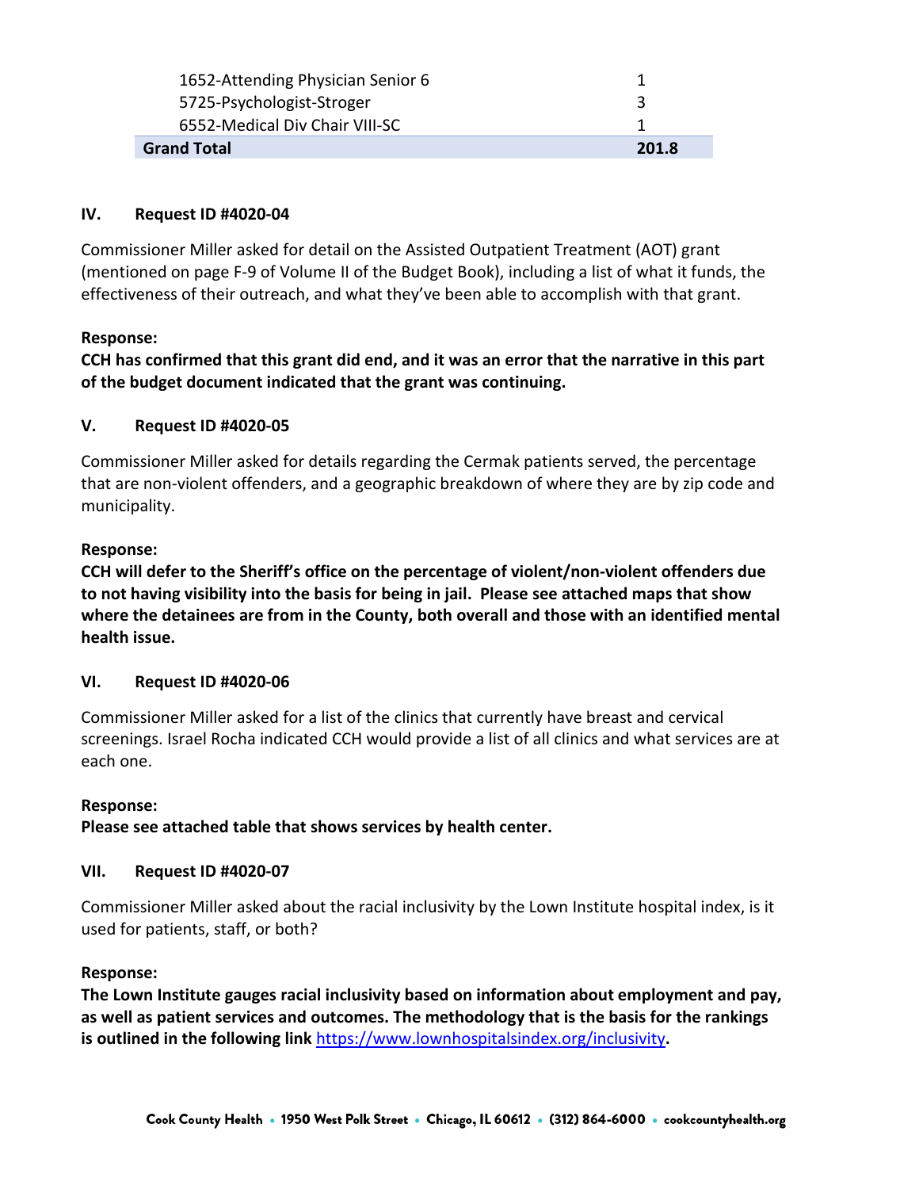| | |
|---|---|
| 1652-Attending Physician Senior 6 | 1 |
| 5725-Psychologist-Stroger | 3 |
| 6552-Medical Div Chair VIII-SC | 1 |
| **Grand Total** | **201.8** |

### IV. Request ID #4020-04

Commissioner Miller asked for detail on the Assisted Outpatient Treatment (AOT) grant (mentioned on page F-9 of Volume II of the Budget Book), including a list of what it funds, the effectiveness of their outreach, and what they've been able to accomplish with that grant.

**Response:**

**CCH has confirmed that this grant did end, and it was an error that the narrative in this part of the budget document indicated that the grant was continuing.**

### V. Request ID #4020-05

Commissioner Miller asked for details regarding the Cermak patients served, the percentage that are non-violent offenders, and a geographic breakdown of where they are by zip code and municipality.

**Response:**

**CCH will defer to the Sheriff's office on the percentage of violent/non-violent offenders due to not having visibility into the basis for being in jail. Please see attached maps that show where the detainees are from in the County, both overall and those with an identified mental health issue.**

### VI. Request ID #4020-06

Commissioner Miller asked for a list of the clinics that currently have breast and cervical screenings. Israel Rocha indicated CCH would provide a list of all clinics and what services are at each one.

**Response:**

**Please see attached table that shows services by health center.**

### VII. Request ID #4020-07

Commissioner Miller asked about the racial inclusivity by the Lown Institute hospital index, is it used for patients, staff, or both?

**Response:**

**The Lown Institute gauges racial inclusivity based on information about employment and pay, as well as patient services and outcomes. The methodology that is the basis for the rankings is outlined in the following link https://www.lownhospitalsindex.org/inclusivity.**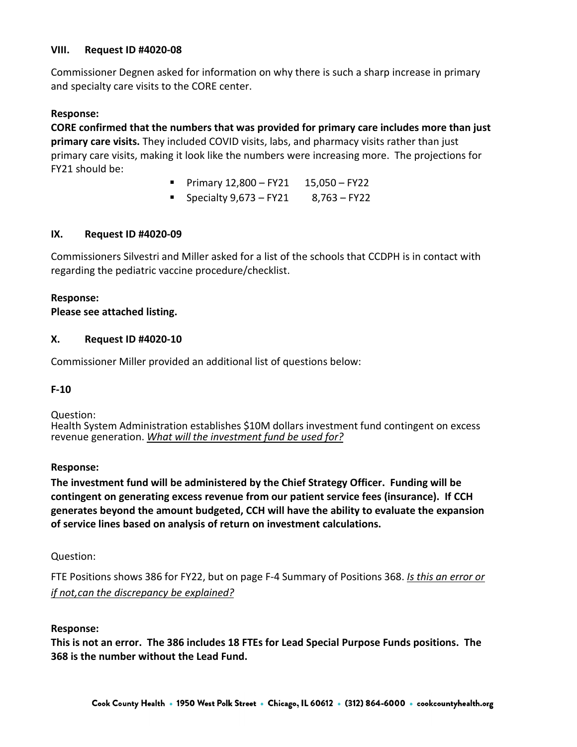## VIII. Request ID #4020-08

Commissioner Degnen asked for information on why there is such a sharp increase in primary and specialty care visits to the CORE center.

**Response:**

**CORE confirmed that the numbers that was provided for primary care includes more than just primary care visits.** They included COVID visits, labs, and pharmacy visits rather than just primary care visits, making it look like the numbers were increasing more. The projections for FY21 should be:

- Primary 12,800 – FY21 15,050 – FY22
- Specialty 9,673 – FY21 8,763 – FY22

## IX. Request ID #4020-09

Commissioners Silvestri and Miller asked for a list of the schools that CCDPH is in contact with regarding the pediatric vaccine procedure/checklist.

**Response:**

**Please see attached listing.**

## X. Request ID #4020-10

Commissioner Miller provided an additional list of questions below:

### F-10

Question:

Health System Administration establishes $10M dollars investment fund contingent on excess revenue generation. *<u>What will the investment fund be used for?</u>*

**Response:**

**The investment fund will be administered by the Chief Strategy Officer. Funding will be contingent on generating excess revenue from our patient service fees (insurance). If CCH generates beyond the amount budgeted, CCH will have the ability to evaluate the expansion of service lines based on analysis of return on investment calculations.**

Question:

FTE Positions shows 386 for FY22, but on page F-4 Summary of Positions 368. *<u>Is this an error or if not,can the discrepancy be explained?</u>*

**Response:**

**This is not an error. The 386 includes 18 FTEs for Lead Special Purpose Funds positions. The 368 is the number without the Lead Fund.**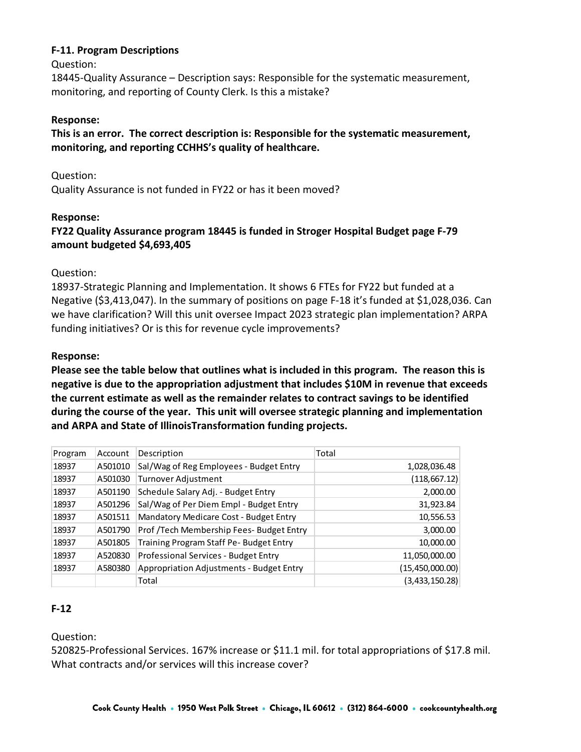**F-11. Program Descriptions**

Question:

18445-Quality Assurance – Description says: Responsible for the systematic measurement, monitoring, and reporting of County Clerk. Is this a mistake?

**Response:**

**This is an error. The correct description is: Responsible for the systematic measurement, monitoring, and reporting CCHHS's quality of healthcare.**

Question:

Quality Assurance is not funded in FY22 or has it been moved?

**Response:**

**FY22 Quality Assurance program 18445 is funded in Stroger Hospital Budget page F-79 amount budgeted $4,693,405**

Question:

18937-Strategic Planning and Implementation. It shows 6 FTEs for FY22 but funded at a Negative ($3,413,047). In the summary of positions on page F-18 it's funded at $1,028,036. Can we have clarification? Will this unit oversee Impact 2023 strategic plan implementation? ARPA funding initiatives? Or is this for revenue cycle improvements?

**Response:**

**Please see the table below that outlines what is included in this program. The reason this is negative is due to the appropriation adjustment that includes $10M in revenue that exceeds the current estimate as well as the remainder relates to contract savings to be identified during the course of the year. This unit will oversee strategic planning and implementation and ARPA and State of IllinoisTransformation funding projects.**

| Program | Account | Description | Total |
|---|---|---|---|
| 18937 | A501010 | Sal/Wag of Reg Employees - Budget Entry | 1,028,036.48 |
| 18937 | A501030 | Turnover Adjustment | (118,667.12) |
| 18937 | A501190 | Schedule Salary Adj. - Budget Entry | 2,000.00 |
| 18937 | A501296 | Sal/Wag of Per Diem Empl - Budget Entry | 31,923.84 |
| 18937 | A501511 | Mandatory Medicare Cost - Budget Entry | 10,556.53 |
| 18937 | A501790 | Prof /Tech Membership Fees- Budget Entry | 3,000.00 |
| 18937 | A501805 | Training Program Staff Pe- Budget Entry | 10,000.00 |
| 18937 | A520830 | Professional Services - Budget Entry | 11,050,000.00 |
| 18937 | A580380 | Appropriation Adjustments - Budget Entry | (15,450,000.00) |
| | | Total | (3,433,150.28) |

**F-12**

Question:

520825-Professional Services. 167% increase or $11.1 mil. for total appropriations of $17.8 mil. What contracts and/or services will this increase cover?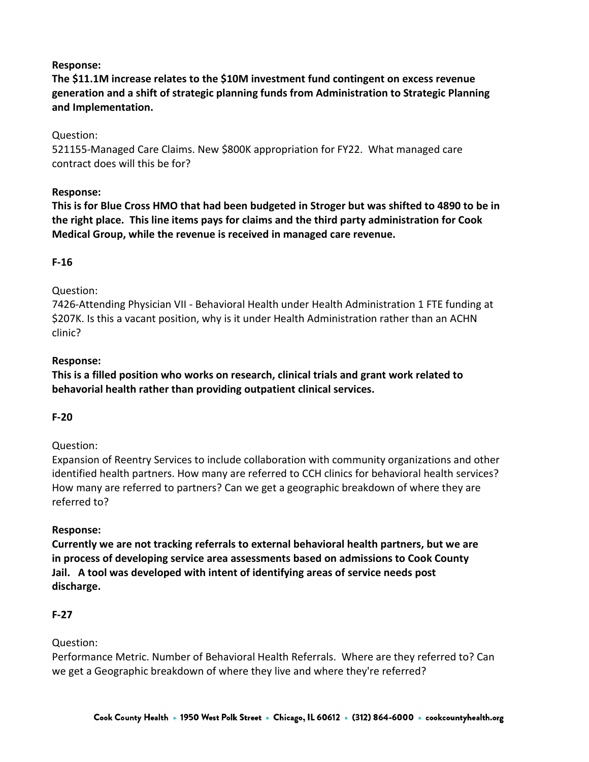**Response:**

**The $11.1M increase relates to the $10M investment fund contingent on excess revenue generation and a shift of strategic planning funds from Administration to Strategic Planning and Implementation.**

Question:

521155-Managed Care Claims. New $800K appropriation for FY22. What managed care contract does will this be for?

**Response:**

**This is for Blue Cross HMO that had been budgeted in Stroger but was shifted to 4890 to be in the right place. This line items pays for claims and the third party administration for Cook Medical Group, while the revenue is received in managed care revenue.**

**F-16**

Question:

7426-Attending Physician VII - Behavioral Health under Health Administration 1 FTE funding at $207K. Is this a vacant position, why is it under Health Administration rather than an ACHN clinic?

**Response:**

**This is a filled position who works on research, clinical trials and grant work related to behavorial health rather than providing outpatient clinical services.**

**F-20**

Question:

Expansion of Reentry Services to include collaboration with community organizations and other identified health partners. How many are referred to CCH clinics for behavioral health services? How many are referred to partners? Can we get a geographic breakdown of where they are referred to?

**Response:**

**Currently we are not tracking referrals to external behavioral health partners, but we are in process of developing service area assessments based on admissions to Cook County Jail. A tool was developed with intent of identifying areas of service needs post discharge.**

**F-27**

Question:

Performance Metric. Number of Behavioral Health Referrals. Where are they referred to? Can we get a Geographic breakdown of where they live and where they're referred?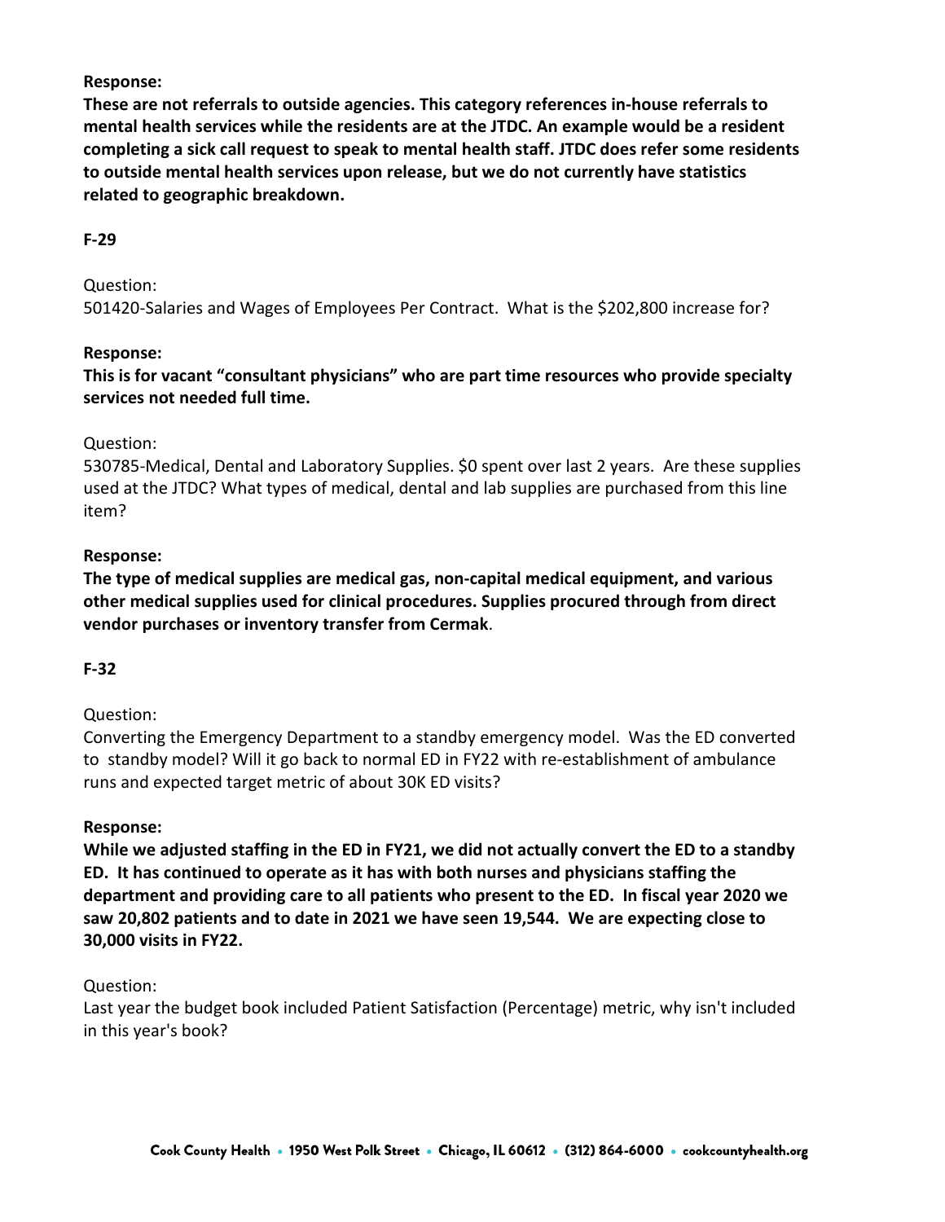**Response:**

**These are not referrals to outside agencies. This category references in-house referrals to mental health services while the residents are at the JTDC. An example would be a resident completing a sick call request to speak to mental health staff. JTDC does refer some residents to outside mental health services upon release, but we do not currently have statistics related to geographic breakdown.**

**F-29**

Question:

501420-Salaries and Wages of Employees Per Contract. What is the $202,800 increase for?

**Response:**

**This is for vacant "consultant physicians" who are part time resources who provide specialty services not needed full time.**

Question:

530785-Medical, Dental and Laboratory Supplies. $0 spent over last 2 years. Are these supplies used at the JTDC? What types of medical, dental and lab supplies are purchased from this line item?

**Response:**

**The type of medical supplies are medical gas, non-capital medical equipment, and various other medical supplies used for clinical procedures. Supplies procured through from direct vendor purchases or inventory transfer from Cermak.**

**F-32**

Question:

Converting the Emergency Department to a standby emergency model. Was the ED converted to standby model? Will it go back to normal ED in FY22 with re-establishment of ambulance runs and expected target metric of about 30K ED visits?

**Response:**

**While we adjusted staffing in the ED in FY21, we did not actually convert the ED to a standby ED. It has continued to operate as it has with both nurses and physicians staffing the department and providing care to all patients who present to the ED. In fiscal year 2020 we saw 20,802 patients and to date in 2021 we have seen 19,544. We are expecting close to 30,000 visits in FY22.**

Question:

Last year the budget book included Patient Satisfaction (Percentage) metric, why isn't included in this year's book?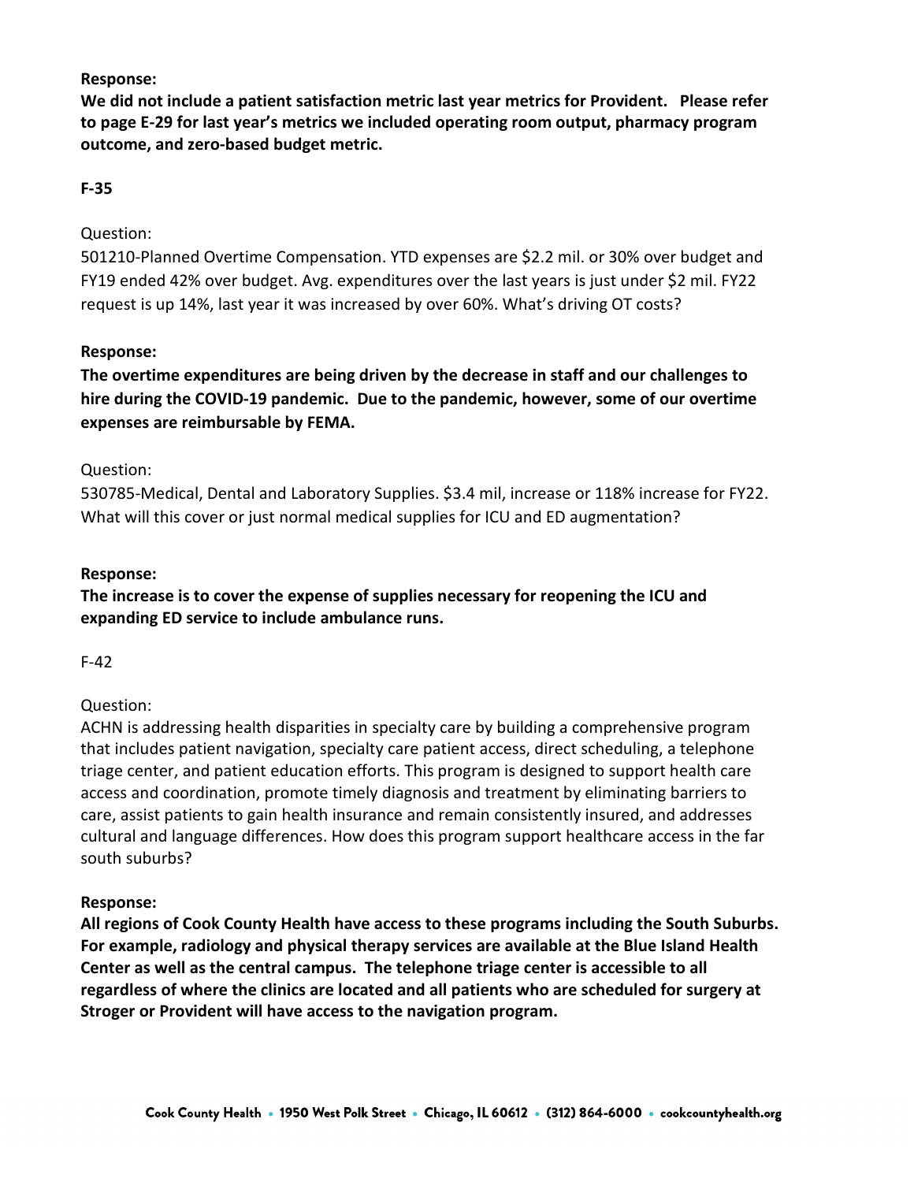**Response:**

**We did not include a patient satisfaction metric last year metrics for Provident. Please refer to page E-29 for last year's metrics we included operating room output, pharmacy program outcome, and zero-based budget metric.**

**F-35**

Question:

501210-Planned Overtime Compensation. YTD expenses are $2.2 mil. or 30% over budget and FY19 ended 42% over budget. Avg. expenditures over the last years is just under $2 mil. FY22 request is up 14%, last year it was increased by over 60%. What's driving OT costs?

**Response:**

**The overtime expenditures are being driven by the decrease in staff and our challenges to hire during the COVID-19 pandemic. Due to the pandemic, however, some of our overtime expenses are reimbursable by FEMA.**

Question:

530785-Medical, Dental and Laboratory Supplies. $3.4 mil, increase or 118% increase for FY22. What will this cover or just normal medical supplies for ICU and ED augmentation?

**Response:**

**The increase is to cover the expense of supplies necessary for reopening the ICU and expanding ED service to include ambulance runs.**

F-42

Question:

ACHN is addressing health disparities in specialty care by building a comprehensive program that includes patient navigation, specialty care patient access, direct scheduling, a telephone triage center, and patient education efforts. This program is designed to support health care access and coordination, promote timely diagnosis and treatment by eliminating barriers to care, assist patients to gain health insurance and remain consistently insured, and addresses cultural and language differences. How does this program support healthcare access in the far south suburbs?

**Response:**

**All regions of Cook County Health have access to these programs including the South Suburbs. For example, radiology and physical therapy services are available at the Blue Island Health Center as well as the central campus. The telephone triage center is accessible to all regardless of where the clinics are located and all patients who are scheduled for surgery at Stroger or Provident will have access to the navigation program.**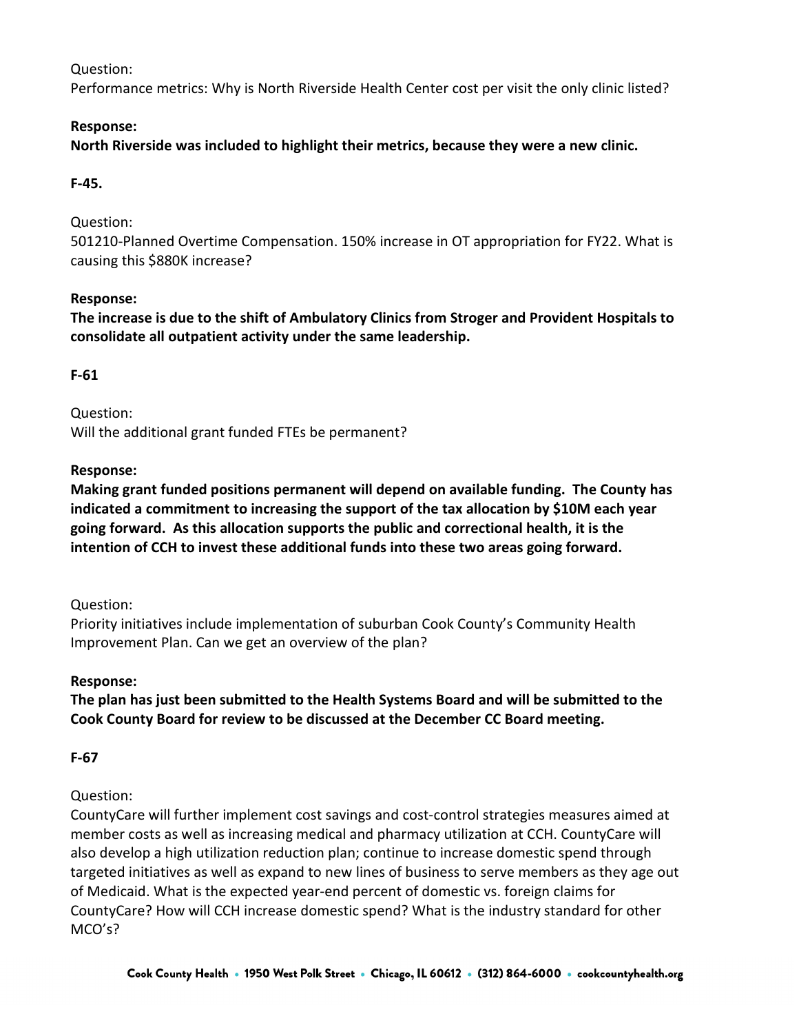Question:
Performance metrics: Why is North Riverside Health Center cost per visit the only clinic listed?

**Response:**
**North Riverside was included to highlight their metrics, because they were a new clinic.**

**F-45.**

Question:
501210-Planned Overtime Compensation. 150% increase in OT appropriation for FY22. What is causing this $880K increase?

**Response:**
**The increase is due to the shift of Ambulatory Clinics from Stroger and Provident Hospitals to consolidate all outpatient activity under the same leadership.**

**F-61**

Question:
Will the additional grant funded FTEs be permanent?

**Response:**
**Making grant funded positions permanent will depend on available funding. The County has indicated a commitment to increasing the support of the tax allocation by $10M each year going forward. As this allocation supports the public and correctional health, it is the intention of CCH to invest these additional funds into these two areas going forward.**

Question:
Priority initiatives include implementation of suburban Cook County's Community Health Improvement Plan. Can we get an overview of the plan?

**Response:**
**The plan has just been submitted to the Health Systems Board and will be submitted to the Cook County Board for review to be discussed at the December CC Board meeting.**

**F-67**

Question:
CountyCare will further implement cost savings and cost-control strategies measures aimed at member costs as well as increasing medical and pharmacy utilization at CCH. CountyCare will also develop a high utilization reduction plan; continue to increase domestic spend through targeted initiatives as well as expand to new lines of business to serve members as they age out of Medicaid. What is the expected year-end percent of domestic vs. foreign claims for CountyCare? How will CCH increase domestic spend? What is the industry standard for other MCO's?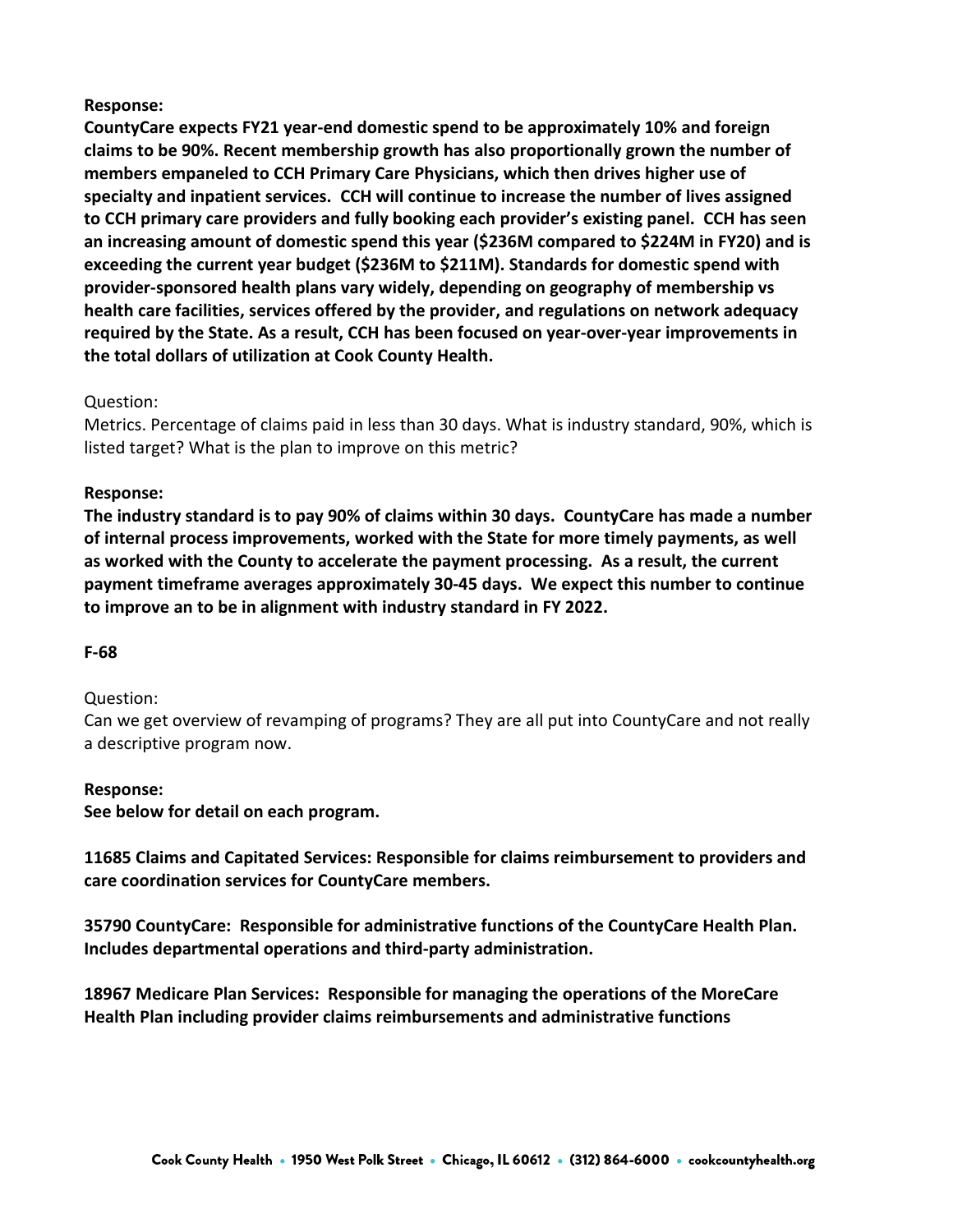**Response:**

**CountyCare expects FY21 year-end domestic spend to be approximately 10% and foreign claims to be 90%. Recent membership growth has also proportionally grown the number of members empaneled to CCH Primary Care Physicians, which then drives higher use of specialty and inpatient services. CCH will continue to increase the number of lives assigned to CCH primary care providers and fully booking each provider's existing panel. CCH has seen an increasing amount of domestic spend this year ($236M compared to $224M in FY20) and is exceeding the current year budget ($236M to $211M). Standards for domestic spend with provider-sponsored health plans vary widely, depending on geography of membership vs health care facilities, services offered by the provider, and regulations on network adequacy required by the State. As a result, CCH has been focused on year-over-year improvements in the total dollars of utilization at Cook County Health.**

Question:

Metrics. Percentage of claims paid in less than 30 days. What is industry standard, 90%, which is listed target? What is the plan to improve on this metric?

**Response:**

**The industry standard is to pay 90% of claims within 30 days. CountyCare has made a number of internal process improvements, worked with the State for more timely payments, as well as worked with the County to accelerate the payment processing. As a result, the current payment timeframe averages approximately 30-45 days. We expect this number to continue to improve an to be in alignment with industry standard in FY 2022.**

**F-68**

Question:

Can we get overview of revamping of programs? They are all put into CountyCare and not really a descriptive program now.

**Response:**

**See below for detail on each program.**

**11685 Claims and Capitated Services: Responsible for claims reimbursement to providers and care coordination services for CountyCare members.**

**35790 CountyCare: Responsible for administrative functions of the CountyCare Health Plan. Includes departmental operations and third-party administration.**

**18967 Medicare Plan Services: Responsible for managing the operations of the MoreCare Health Plan including provider claims reimbursements and administrative functions**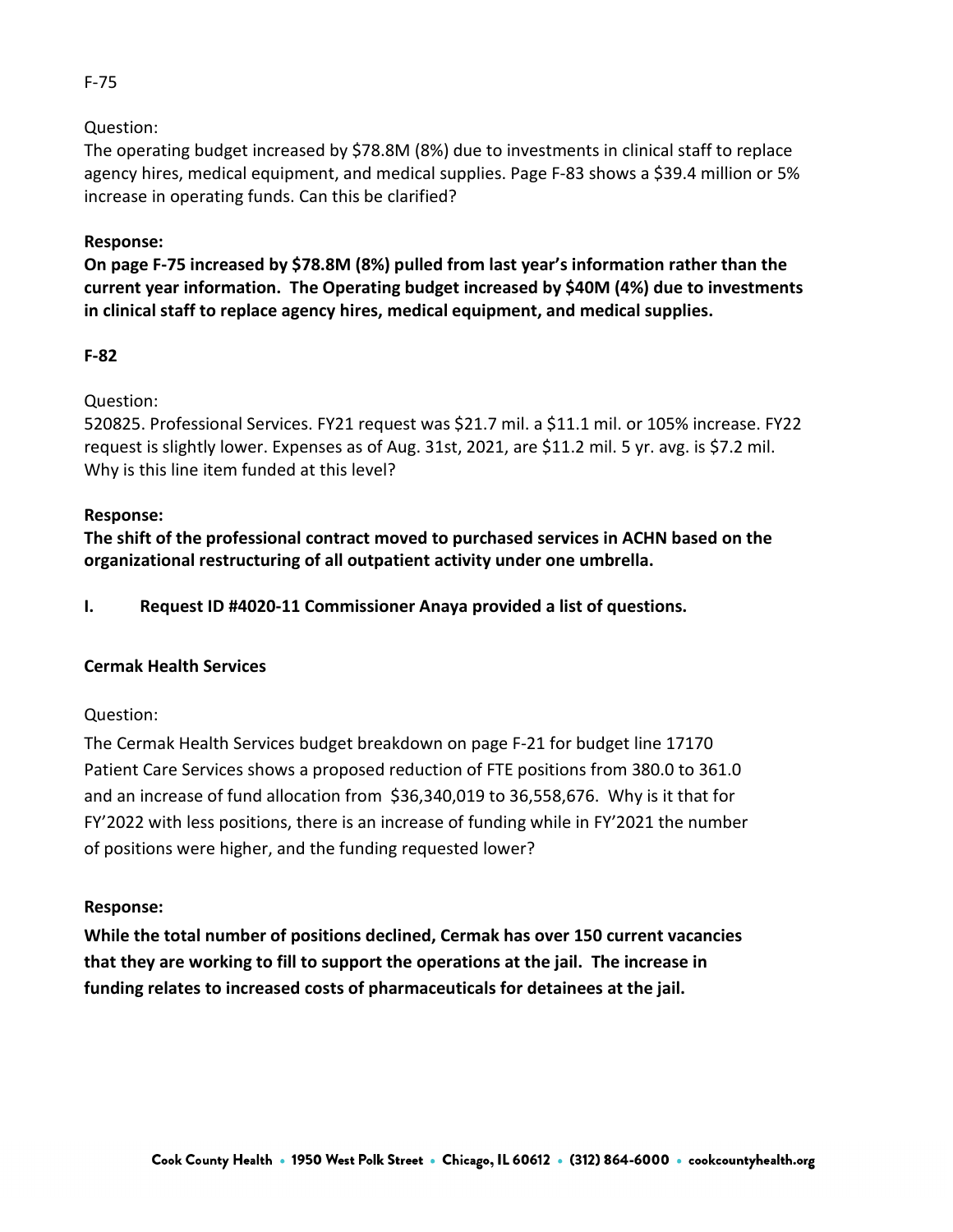F-75

Question:

The operating budget increased by $78.8M (8%) due to investments in clinical staff to replace agency hires, medical equipment, and medical supplies. Page F-83 shows a $39.4 million or 5% increase in operating funds. Can this be clarified?

**Response:**

**On page F-75 increased by $78.8M (8%) pulled from last year's information rather than the current year information. The Operating budget increased by $40M (4%) due to investments in clinical staff to replace agency hires, medical equipment, and medical supplies.**

**F-82**

Question:

520825. Professional Services. FY21 request was $21.7 mil. a $11.1 mil. or 105% increase. FY22 request is slightly lower. Expenses as of Aug. 31st, 2021, are $11.2 mil. 5 yr. avg. is $7.2 mil. Why is this line item funded at this level?

**Response:**

**The shift of the professional contract moved to purchased services in ACHN based on the organizational restructuring of all outpatient activity under one umbrella.**

**I. Request ID #4020-11 Commissioner Anaya provided a list of questions.**

**Cermak Health Services**

Question:

The Cermak Health Services budget breakdown on page F-21 for budget line 17170 Patient Care Services shows a proposed reduction of FTE positions from 380.0 to 361.0 and an increase of fund allocation from $36,340,019 to 36,558,676. Why is it that for FY'2022 with less positions, there is an increase of funding while in FY'2021 the number of positions were higher, and the funding requested lower?

**Response:**

**While the total number of positions declined, Cermak has over 150 current vacancies that they are working to fill to support the operations at the jail. The increase in funding relates to increased costs of pharmaceuticals for detainees at the jail.**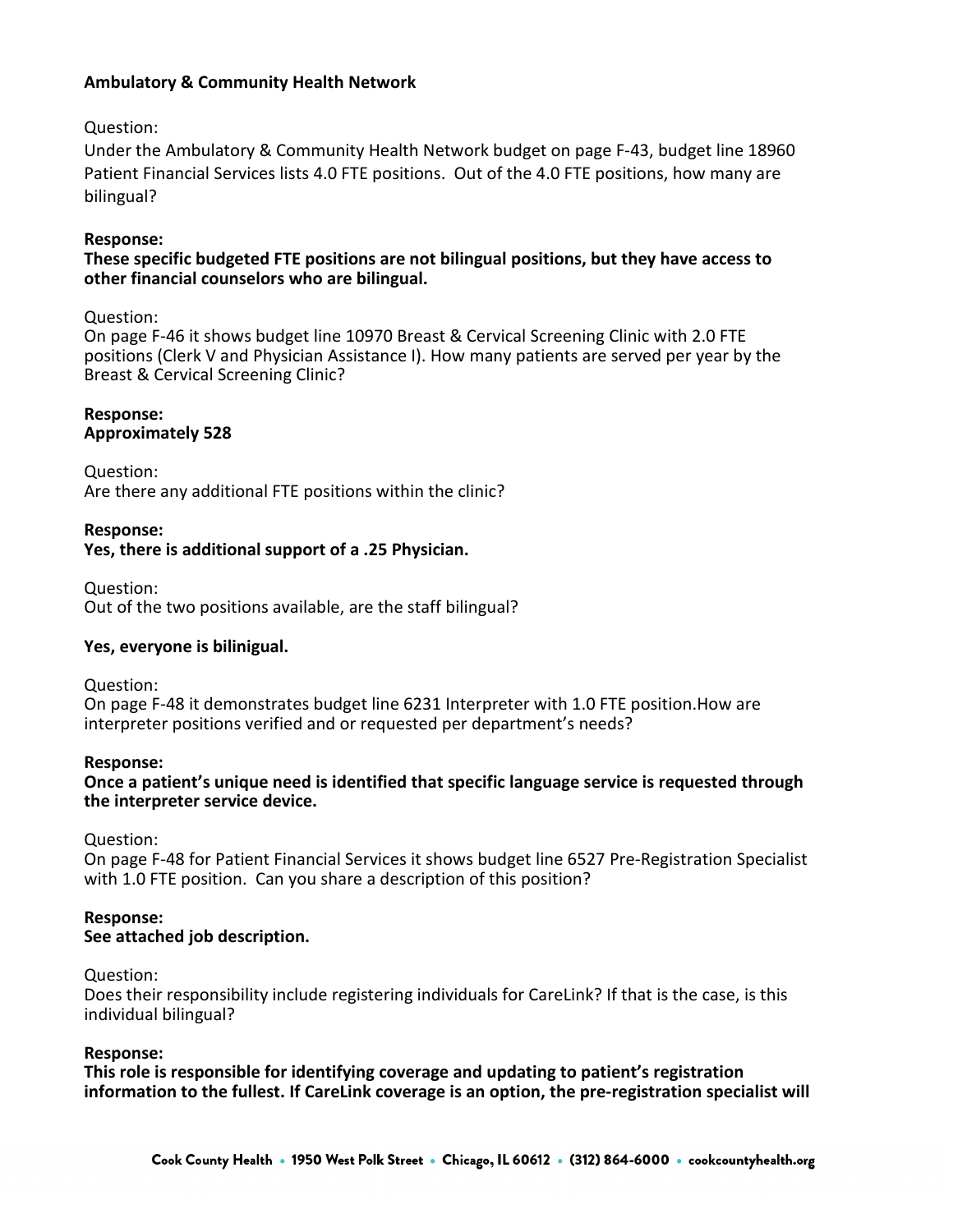**Ambulatory & Community Health Network**

Question:
Under the Ambulatory & Community Health Network budget on page F-43, budget line 18960 Patient Financial Services lists 4.0 FTE positions. Out of the 4.0 FTE positions, how many are bilingual?

**Response:**
**These specific budgeted FTE positions are not bilingual positions, but they have access to other financial counselors who are bilingual.**

Question:
On page F-46 it shows budget line 10970 Breast & Cervical Screening Clinic with 2.0 FTE positions (Clerk V and Physician Assistance I). How many patients are served per year by the Breast & Cervical Screening Clinic?

**Response:**
**Approximately 528**

Question:
Are there any additional FTE positions within the clinic?

**Response:**
**Yes, there is additional support of a .25 Physician.**

Question:
Out of the two positions available, are the staff bilingual?

**Yes, everyone is bilinigual.**

Question:
On page F-48 it demonstrates budget line 6231 Interpreter with 1.0 FTE position.How are interpreter positions verified and or requested per department's needs?

**Response:**
**Once a patient's unique need is identified that specific language service is requested through the interpreter service device.**

Question:
On page F-48 for Patient Financial Services it shows budget line 6527 Pre-Registration Specialist with 1.0 FTE position. Can you share a description of this position?

**Response:**
**See attached job description.**

Question:
Does their responsibility include registering individuals for CareLink? If that is the case, is this individual bilingual?

**Response:**
**This role is responsible for identifying coverage and updating to patient's registration information to the fullest. If CareLink coverage is an option, the pre-registration specialist will**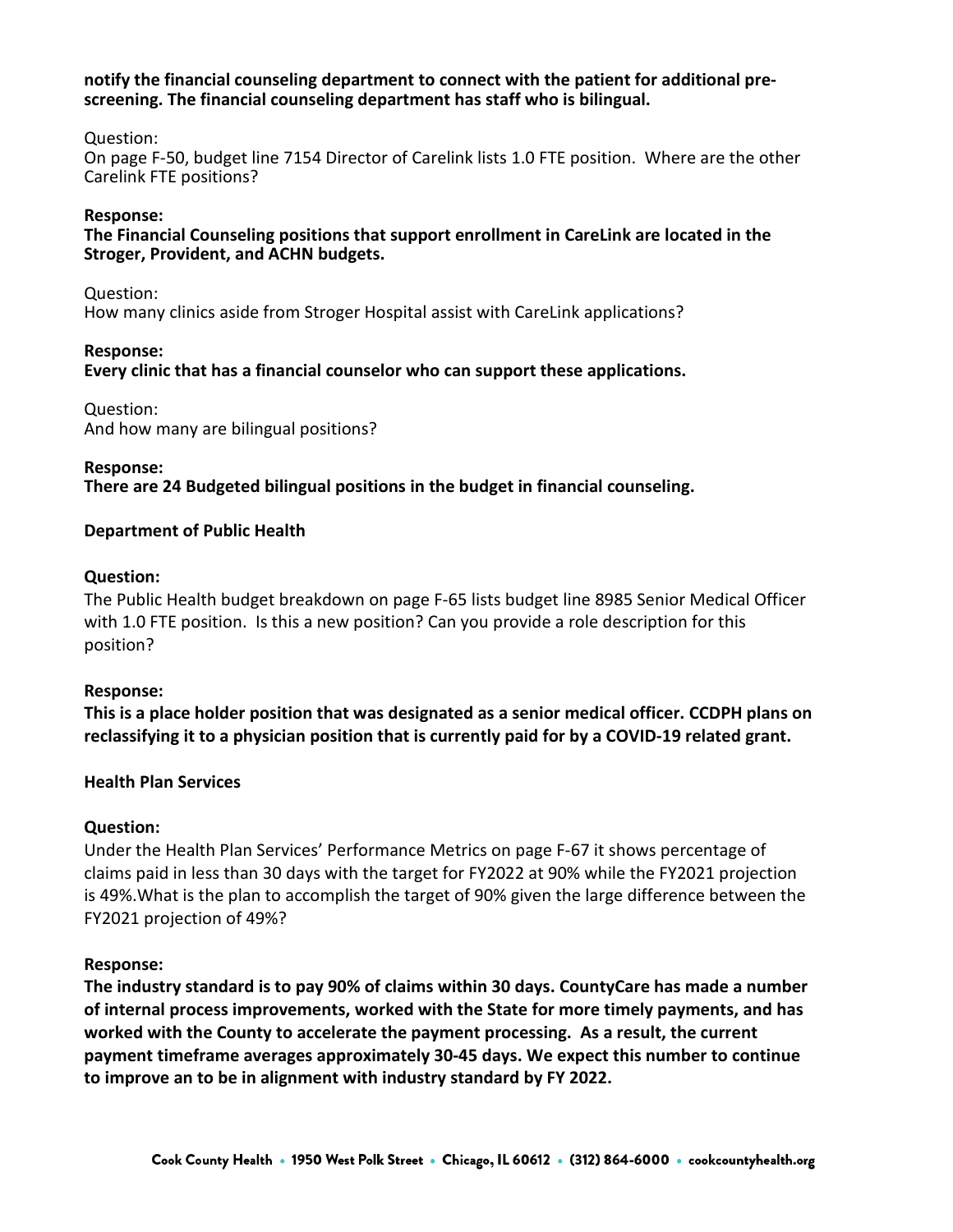**notify the financial counseling department to connect with the patient for additional pre-screening. The financial counseling department has staff who is bilingual.**

Question:
On page F-50, budget line 7154 Director of Carelink lists 1.0 FTE position. Where are the other Carelink FTE positions?

**Response:**
**The Financial Counseling positions that support enrollment in CareLink are located in the Stroger, Provident, and ACHN budgets.**

Question:
How many clinics aside from Stroger Hospital assist with CareLink applications?

**Response:**
**Every clinic that has a financial counselor who can support these applications.**

Question:
And how many are bilingual positions?

**Response:**
**There are 24 Budgeted bilingual positions in the budget in financial counseling.**

**Department of Public Health**

**Question:**
The Public Health budget breakdown on page F-65 lists budget line 8985 Senior Medical Officer with 1.0 FTE position. Is this a new position? Can you provide a role description for this position?

**Response:**
**This is a place holder position that was designated as a senior medical officer. CCDPH plans on reclassifying it to a physician position that is currently paid for by a COVID-19 related grant.**

**Health Plan Services**

**Question:**
Under the Health Plan Services' Performance Metrics on page F-67 it shows percentage of claims paid in less than 30 days with the target for FY2022 at 90% while the FY2021 projection is 49%.What is the plan to accomplish the target of 90% given the large difference between the FY2021 projection of 49%?

**Response:**
**The industry standard is to pay 90% of claims within 30 days. CountyCare has made a number of internal process improvements, worked with the State for more timely payments, and has worked with the County to accelerate the payment processing. As a result, the current payment timeframe averages approximately 30-45 days. We expect this number to continue to improve an to be in alignment with industry standard by FY 2022.**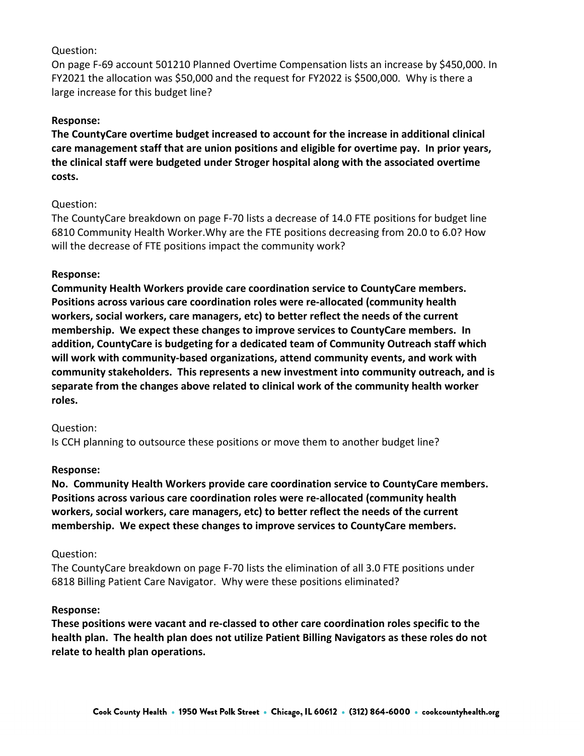Question:

On page F-69 account 501210 Planned Overtime Compensation lists an increase by $450,000. In FY2021 the allocation was $50,000 and the request for FY2022 is $500,000. Why is there a large increase for this budget line?

**Response:**

**The CountyCare overtime budget increased to account for the increase in additional clinical care management staff that are union positions and eligible for overtime pay. In prior years, the clinical staff were budgeted under Stroger hospital along with the associated overtime costs.**

Question:

The CountyCare breakdown on page F-70 lists a decrease of 14.0 FTE positions for budget line 6810 Community Health Worker.Why are the FTE positions decreasing from 20.0 to 6.0? How will the decrease of FTE positions impact the community work?

**Response:**

**Community Health Workers provide care coordination service to CountyCare members. Positions across various care coordination roles were re-allocated (community health workers, social workers, care managers, etc) to better reflect the needs of the current membership. We expect these changes to improve services to CountyCare members. In addition, CountyCare is budgeting for a dedicated team of Community Outreach staff which will work with community-based organizations, attend community events, and work with community stakeholders. This represents a new investment into community outreach, and is separate from the changes above related to clinical work of the community health worker roles.**

Question:

Is CCH planning to outsource these positions or move them to another budget line?

**Response:**

**No. Community Health Workers provide care coordination service to CountyCare members. Positions across various care coordination roles were re-allocated (community health workers, social workers, care managers, etc) to better reflect the needs of the current membership. We expect these changes to improve services to CountyCare members.**

Question:

The CountyCare breakdown on page F-70 lists the elimination of all 3.0 FTE positions under 6818 Billing Patient Care Navigator. Why were these positions eliminated?

**Response:**

**These positions were vacant and re-classed to other care coordination roles specific to the health plan. The health plan does not utilize Patient Billing Navigators as these roles do not relate to health plan operations.**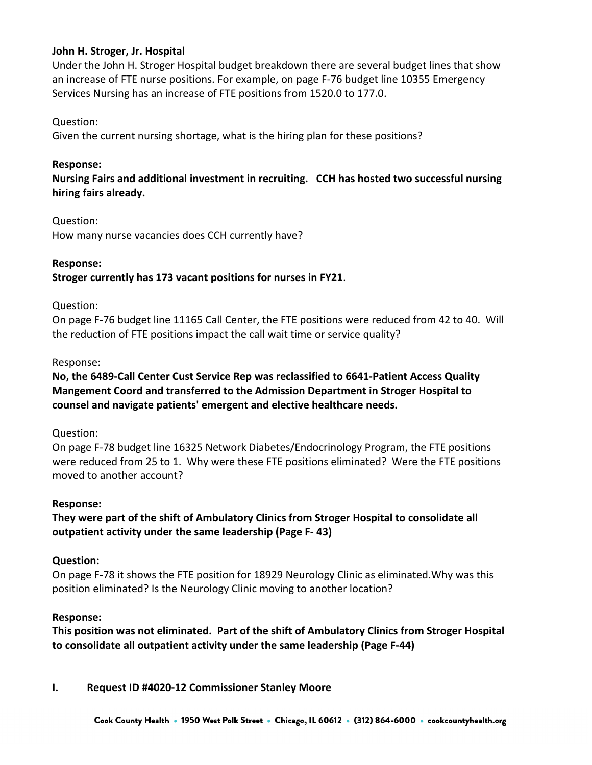**John H. Stroger, Jr. Hospital**

Under the John H. Stroger Hospital budget breakdown there are several budget lines that show an increase of FTE nurse positions. For example, on page F-76 budget line 10355 Emergency Services Nursing has an increase of FTE positions from 1520.0 to 177.0.

Question:

Given the current nursing shortage, what is the hiring plan for these positions?

**Response:**

**Nursing Fairs and additional investment in recruiting. CCH has hosted two successful nursing hiring fairs already.**

Question:

How many nurse vacancies does CCH currently have?

**Response:**

**Stroger currently has 173 vacant positions for nurses in FY21**.

Question:

On page F-76 budget line 11165 Call Center, the FTE positions were reduced from 42 to 40. Will the reduction of FTE positions impact the call wait time or service quality?

Response:

**No, the 6489-Call Center Cust Service Rep was reclassified to 6641-Patient Access Quality Mangement Coord and transferred to the Admission Department in Stroger Hospital to counsel and navigate patients' emergent and elective healthcare needs.**

Question:

On page F-78 budget line 16325 Network Diabetes/Endocrinology Program, the FTE positions were reduced from 25 to 1. Why were these FTE positions eliminated? Were the FTE positions moved to another account?

**Response:**

**They were part of the shift of Ambulatory Clinics from Stroger Hospital to consolidate all outpatient activity under the same leadership (Page F- 43)**

**Question:**

On page F-78 it shows the FTE position for 18929 Neurology Clinic as eliminated.Why was this position eliminated? Is the Neurology Clinic moving to another location?

**Response:**

**This position was not eliminated. Part of the shift of Ambulatory Clinics from Stroger Hospital to consolidate all outpatient activity under the same leadership (Page F-44)**

## I. Request ID #4020-12 Commissioner Stanley Moore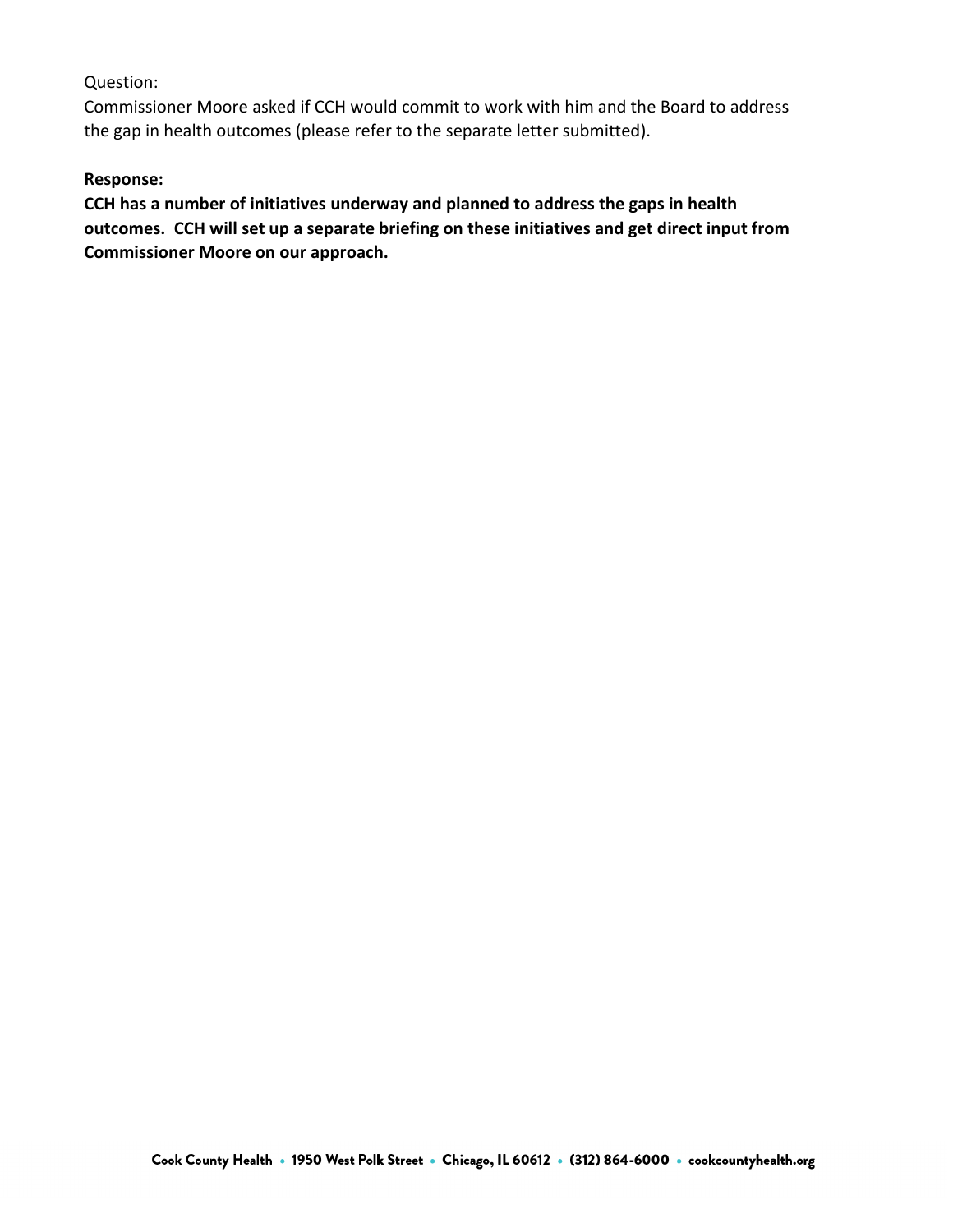Question:
Commissioner Moore asked if CCH would commit to work with him and the Board to address the gap in health outcomes (please refer to the separate letter submitted).

**Response:**
**CCH has a number of initiatives underway and planned to address the gaps in health outcomes. CCH will set up a separate briefing on these initiatives and get direct input from Commissioner Moore on our approach.**